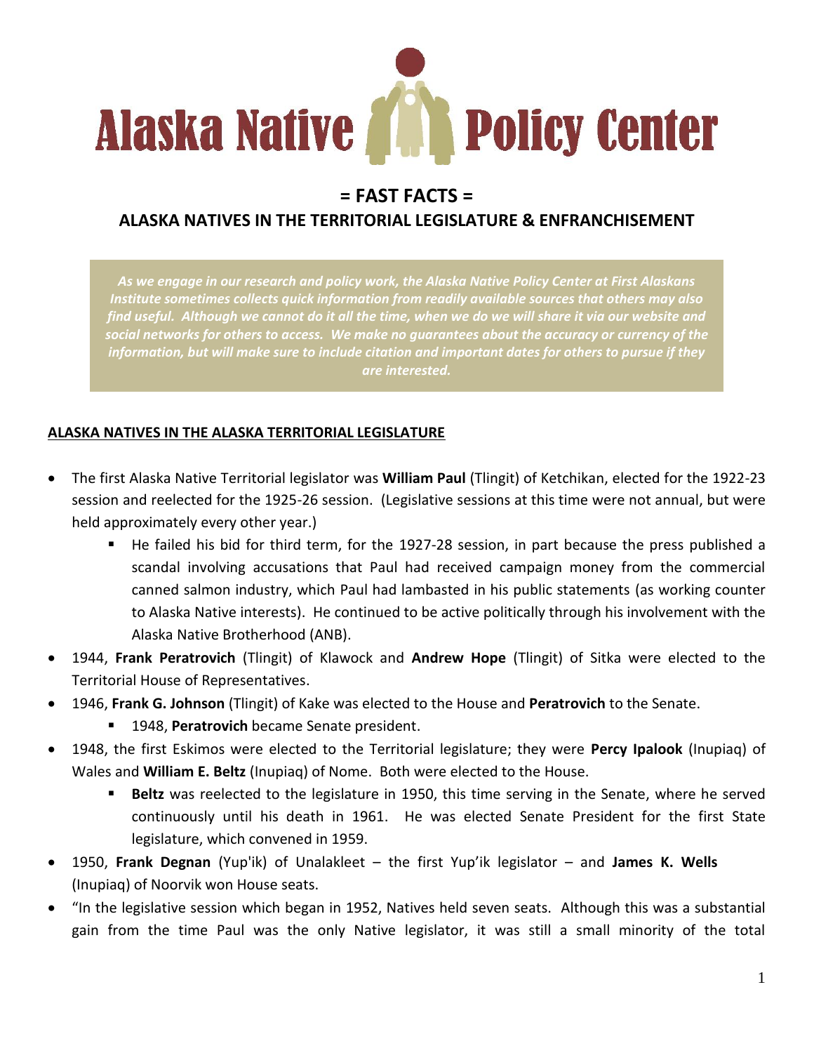# Alaska Native Policy Center

## = FAST FACTS =

## ALASKA NATIVES IN THE TERRITORIAL LEGISLATURE & ENFRANCHISEMENT

*As we engage in our research and policy work, the Alaska Native Policy Center at First Alaskans Institute sometimes collects quick information from readily available sources that others may also find useful. Although we cannot do it all the time, when we do we will share it via our website and social networks for others to access. We make no guarantees about the accuracy or currency of the information, but will make sure to include citation and important dates for others to pursue if they are interested.*

### ALASKA NATIVES IN THE ALASKA TERRITORIAL LEGISLATURE

- The first Alaska Native Territorial legislator was **William Paul** (Tlingit) of Ketchikan, elected for the 1922-23 session and reelected for the 1925-26 session. (Legislative sessions at this time were not annual, but were held approximately every other year.)
  - He failed his bid for third term, for the 1927-28 session, in part because the press published a scandal involving accusations that Paul had received campaign money from the commercial canned salmon industry, which Paul had lambasted in his public statements (as working counter to Alaska Native interests). He continued to be active politically through his involvement with the Alaska Native Brotherhood (ANB).
- 1944, **Frank Peratrovich** (Tlingit) of Klawock and **Andrew Hope** (Tlingit) of Sitka were elected to the Territorial House of Representatives.
- 1946, **Frank G. Johnson** (Tlingit) of Kake was elected to the House and **Peratrovich** to the Senate.
  - 1948, **Peratrovich** became Senate president.
- 1948, the first Eskimos were elected to the Territorial legislature; they were **Percy Ipalook** (Inupiaq) of Wales and **William E. Beltz** (Inupiaq) of Nome. Both were elected to the House.
  - **Beltz** was reelected to the legislature in 1950, this time serving in the Senate, where he served continuously until his death in 1961. He was elected Senate President for the first State legislature, which convened in 1959.
- 1950, **Frank Degnan** (Yup'ik) of Unalakleet – the first Yup'ik legislator – and **James K. Wells** (Inupiaq) of Noorvik won House seats.
- "In the legislative session which began in 1952, Natives held seven seats. Although this was a substantial gain from the time Paul was the only Native legislator, it was still a small minority of the total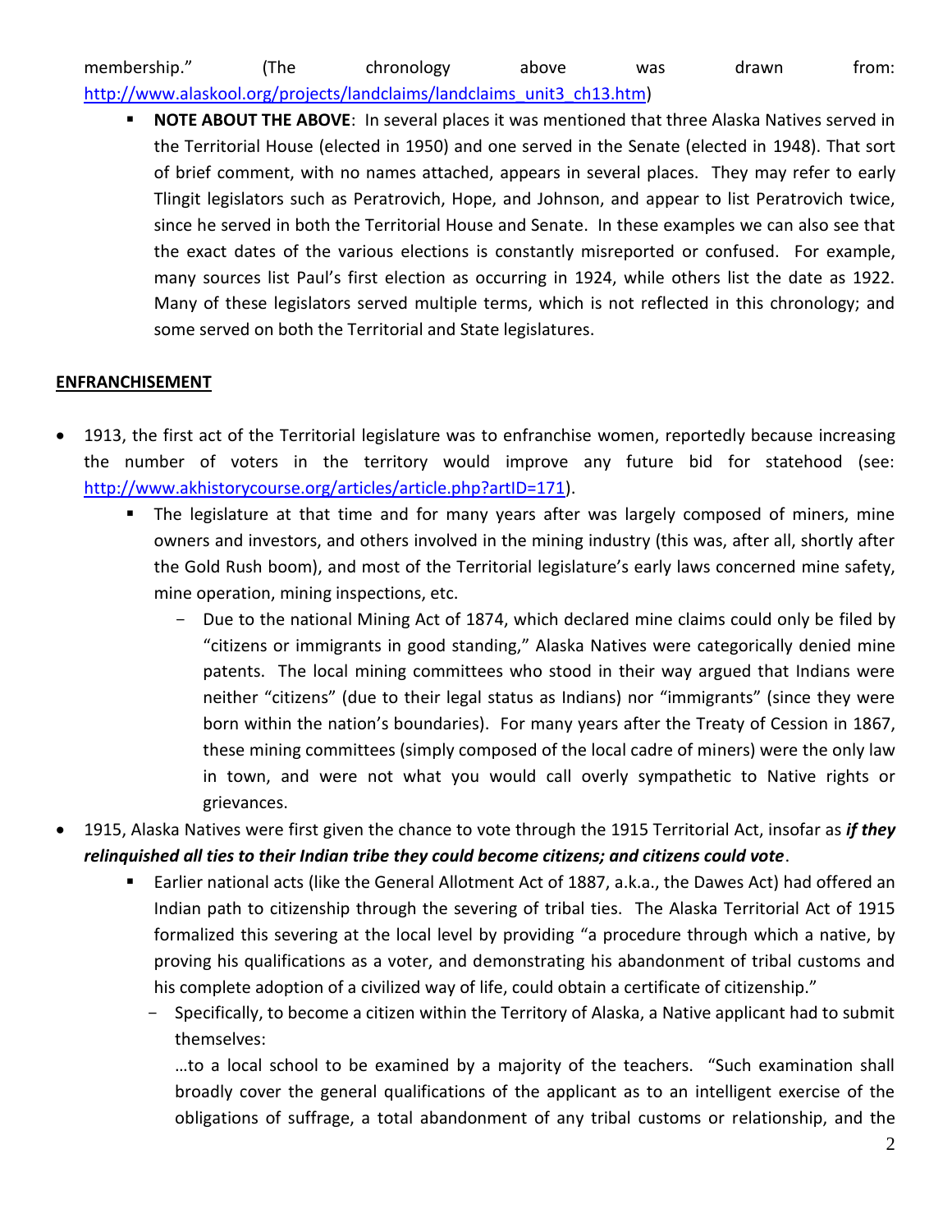membership." (The chronology above was drawn from: [http://www.alaskool.org/projects/landclaims/landclaims_unit3_ch13.htm](http://www.alaskool.org/projects/landclaims/landclaims_unit3_ch13.htm))

- **NOTE ABOUT THE ABOVE**: In several places it was mentioned that three Alaska Natives served in the Territorial House (elected in 1950) and one served in the Senate (elected in 1948). That sort of brief comment, with no names attached, appears in several places. They may refer to early Tlingit legislators such as Peratrovich, Hope, and Johnson, and appear to list Peratrovich twice, since he served in both the Territorial House and Senate. In these examples we can also see that the exact dates of the various elections is constantly misreported or confused. For example, many sources list Paul's first election as occurring in 1924, while others list the date as 1922. Many of these legislators served multiple terms, which is not reflected in this chronology; and some served on both the Territorial and State legislatures.

## ENFRANCHISEMENT

- 1913, the first act of the Territorial legislature was to enfranchise women, reportedly because increasing the number of voters in the territory would improve any future bid for statehood (see: [http://www.akhistorycourse.org/articles/article.php?artID=171](http://www.akhistorycourse.org/articles/article.php?artID=171)).
  - The legislature at that time and for many years after was largely composed of miners, mine owners and investors, and others involved in the mining industry (this was, after all, shortly after the Gold Rush boom), and most of the Territorial legislature's early laws concerned mine safety, mine operation, mining inspections, etc.
    - Due to the national Mining Act of 1874, which declared mine claims could only be filed by "citizens or immigrants in good standing," Alaska Natives were categorically denied mine patents. The local mining committees who stood in their way argued that Indians were neither "citizens" (due to their legal status as Indians) nor "immigrants" (since they were born within the nation's boundaries). For many years after the Treaty of Cession in 1867, these mining committees (simply composed of the local cadre of miners) were the only law in town, and were not what you would call overly sympathetic to Native rights or grievances.
- 1915, Alaska Natives were first given the chance to vote through the 1915 Territorial Act, insofar as ***if they relinquished all ties to their Indian tribe they could become citizens; and citizens could vote***.
  - Earlier national acts (like the General Allotment Act of 1887, a.k.a., the Dawes Act) had offered an Indian path to citizenship through the severing of tribal ties. The Alaska Territorial Act of 1915 formalized this severing at the local level by providing "a procedure through which a native, by proving his qualifications as a voter, and demonstrating his abandonment of tribal customs and his complete adoption of a civilized way of life, could obtain a certificate of citizenship."
    - Specifically, to become a citizen within the Territory of Alaska, a Native applicant had to submit themselves:

      …to a local school to be examined by a majority of the teachers. "Such examination shall broadly cover the general qualifications of the applicant as to an intelligent exercise of the obligations of suffrage, a total abandonment of any tribal customs or relationship, and the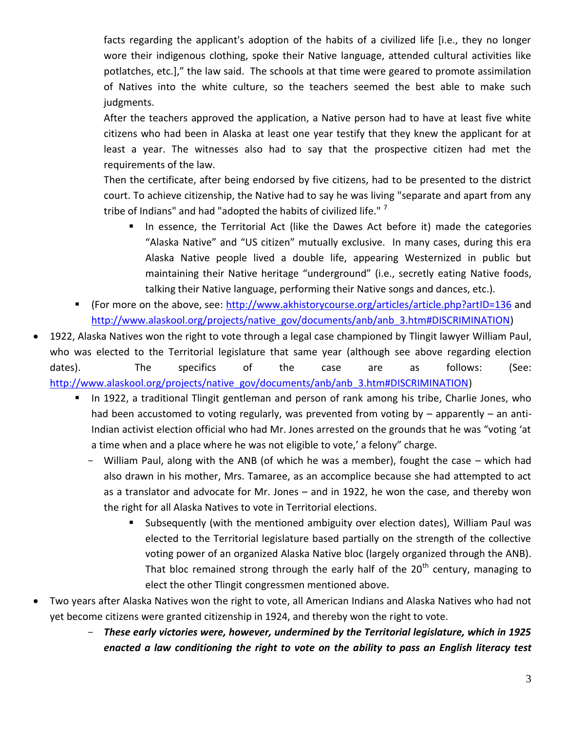facts regarding the applicant's adoption of the habits of a civilized life [i.e., they no longer wore their indigenous clothing, spoke their Native language, attended cultural activities like potlatches, etc.]," the law said. The schools at that time were geared to promote assimilation of Natives into the white culture, so the teachers seemed the best able to make such judgments.

After the teachers approved the application, a Native person had to have at least five white citizens who had been in Alaska at least one year testify that they knew the applicant for at least a year. The witnesses also had to say that the prospective citizen had met the requirements of the law.

Then the certificate, after being endorsed by five citizens, had to be presented to the district court. To achieve citizenship, the Native had to say he was living "separate and apart from any tribe of Indians" and had "adopted the habits of civilized life." [7]

    - In essence, the Territorial Act (like the Dawes Act before it) made the categories "Alaska Native" and "US citizen" mutually exclusive. In many cases, during this era Alaska Native people lived a double life, appearing Westernized in public but maintaining their Native heritage "underground" (i.e., secretly eating Native foods, talking their Native language, performing their Native songs and dances, etc.).

  - (For more on the above, see: http://www.akhistorycourse.org/articles/article.php?artID=136 and http://www.alaskool.org/projects/native_gov/documents/anb/anb_3.htm#DISCRIMINATION)

- 1922, Alaska Natives won the right to vote through a legal case championed by Tlingit lawyer William Paul, who was elected to the Territorial legislature that same year (although see above regarding election dates). The specifics of the case are as follows: (See: http://www.alaskool.org/projects/native_gov/documents/anb/anb_3.htm#DISCRIMINATION)
  - In 1922, a traditional Tlingit gentleman and person of rank among his tribe, Charlie Jones, who had been accustomed to voting regularly, was prevented from voting by – apparently – an anti-Indian activist election official who had Mr. Jones arrested on the grounds that he was "voting 'at a time when and a place where he was not eligible to vote,' a felony" charge.
    - William Paul, along with the ANB (of which he was a member), fought the case – which had also drawn in his mother, Mrs. Tamaree, as an accomplice because she had attempted to act as a translator and advocate for Mr. Jones – and in 1922, he won the case, and thereby won the right for all Alaska Natives to vote in Territorial elections.
      - Subsequently (with the mentioned ambiguity over election dates), William Paul was elected to the Territorial legislature based partially on the strength of the collective voting power of an organized Alaska Native bloc (largely organized through the ANB). That bloc remained strong through the early half of the 20th century, managing to elect the other Tlingit congressmen mentioned above.

- Two years after Alaska Natives won the right to vote, all American Indians and Alaska Natives who had not yet become citizens were granted citizenship in 1924, and thereby won the right to vote.
  - ***These early victories were, however, undermined by the Territorial legislature, which in 1925 enacted a law conditioning the right to vote on the ability to pass an English literacy test***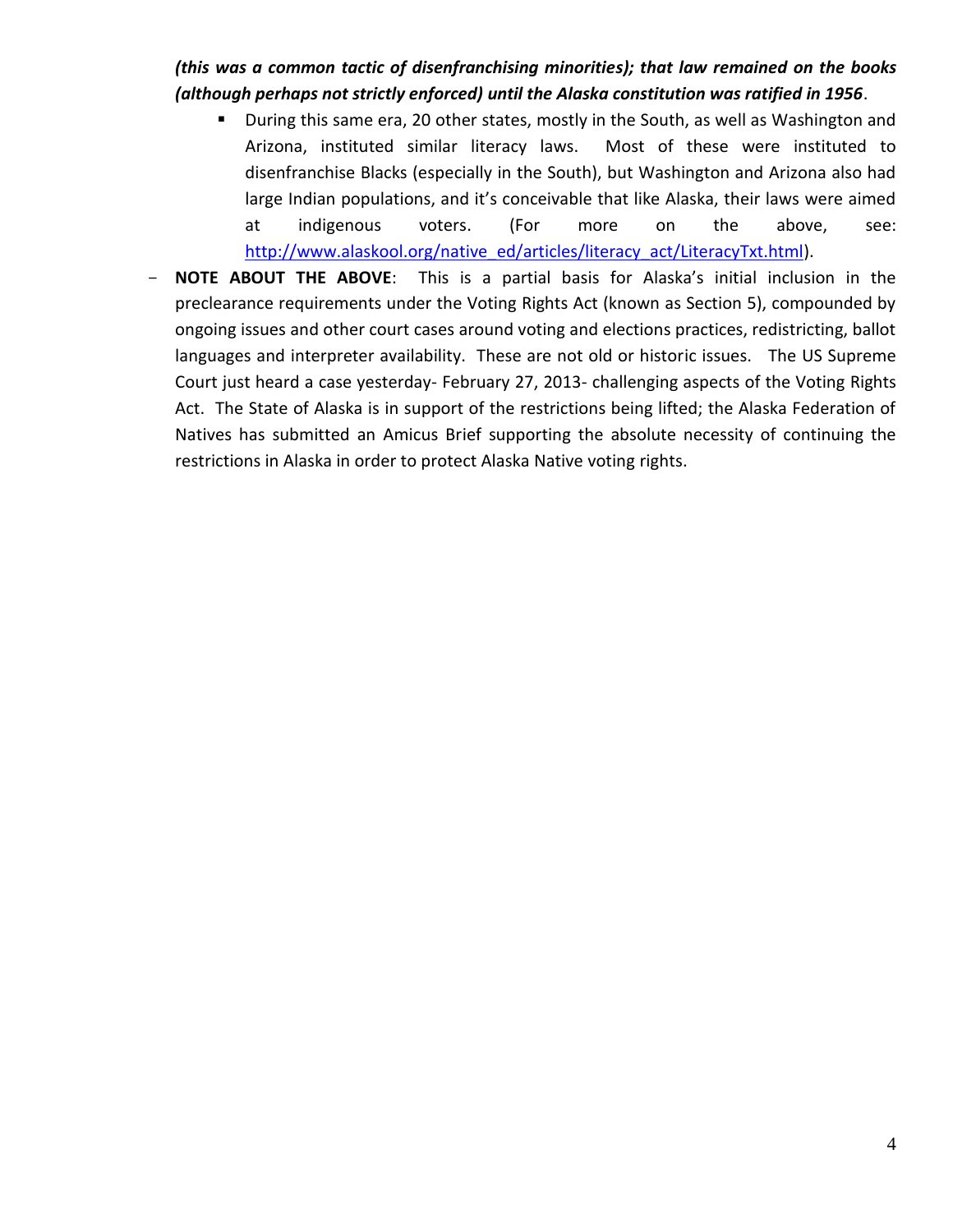***(this was a common tactic of disenfranchising minorities); that law remained on the books (although perhaps not strictly enforced) until the Alaska constitution was ratified in 1956***.

- During this same era, 20 other states, mostly in the South, as well as Washington and Arizona, instituted similar literacy laws. Most of these were instituted to disenfranchise Blacks (especially in the South), but Washington and Arizona also had large Indian populations, and it's conceivable that like Alaska, their laws were aimed at indigenous voters. (For more on the above, see: [http://www.alaskool.org/native_ed/articles/literacy_act/LiteracyTxt.html](http://www.alaskool.org/native_ed/articles/literacy_act/LiteracyTxt.html)).

- **NOTE ABOUT THE ABOVE**: This is a partial basis for Alaska's initial inclusion in the preclearance requirements under the Voting Rights Act (known as Section 5), compounded by ongoing issues and other court cases around voting and elections practices, redistricting, ballot languages and interpreter availability. These are not old or historic issues. The US Supreme Court just heard a case yesterday- February 27, 2013- challenging aspects of the Voting Rights Act. The State of Alaska is in support of the restrictions being lifted; the Alaska Federation of Natives has submitted an Amicus Brief supporting the absolute necessity of continuing the restrictions in Alaska in order to protect Alaska Native voting rights.